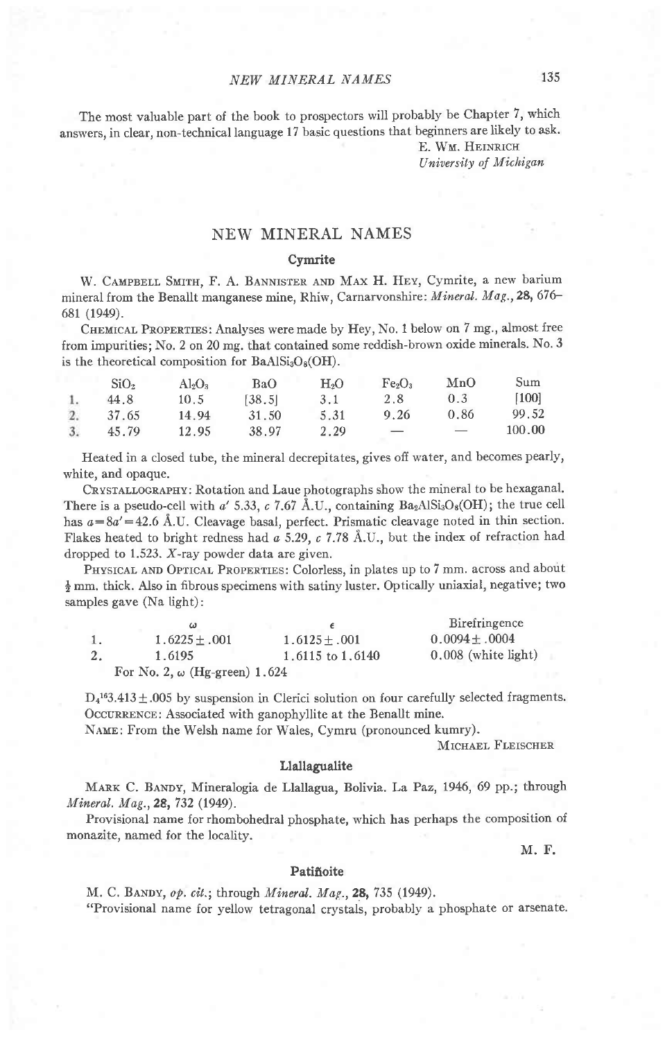The most valuable part of the book to prospectors will probably be Chapter 7, which answers, in clear, non-technical language 17 basic questions that beginners are likely to ask.

E. Wm. Heinrich
*University of Michigan*

## NEW MINERAL NAMES

### Cymrite

W. Campbell Smith, F. A. Bannister and Max H. Hey, Cymrite, a new barium mineral from the Benallt manganese mine, Rhiw, Carnarvonshire: *Mineral. Mag.*, **28**, 676–681 (1949).

Chemical Properties: Analyses were made by Hey, No. 1 below on 7 mg., almost free from impurities; No. 2 on 20 mg. that contained some reddish-brown oxide minerals. No. 3 is the theoretical composition for $BaAlSi_3O_8(OH)$.

| | $SiO_2$ | $Al_2O_3$ | BaO | $H_2O$ | $Fe_2O_3$ | MnO | Sum |
|---|---|---|---|---|---|---|---|
| 1. | 44.8 | 10.5 | [38.5] | 3.1 | 2.8 | 0.3 | [100] |
| 2. | 37.65 | 14.94 | 31.50 | 5.31 | 9.26 | 0.86 | 99.52 |
| 3. | 45.79 | 12.95 | 38.97 | 2.29 | — | — | 100.00 |

Heated in a closed tube, the mineral decrepitates, gives off water, and becomes pearly, white, and opaque.

Crystallography: Rotation and Laue photographs show the mineral to be hexaganal. There is a pseudo-cell with $a'$ 5.33, $c$ 7.67 Å.U., containing $Ba_2AlSi_3O_8(OH)$; the true cell has $a = 8a' = 42.6$ Å.U. Cleavage basal, perfect. Prismatic cleavage noted in thin section. Flakes heated to bright redness had $a$ 5.29, $c$ 7.78 Å.U., but the index of refraction had dropped to 1.523. $X$-ray powder data are given.

Physical and Optical Properties: Colorless, in plates up to 7 mm. across and about ½ mm. thick. Also in fibrous specimens with satiny luster. Optically uniaxial, negative; two samples gave (Na light):

| | $\omega$ | $\epsilon$ | Birefringence |
|---|---|---|---|
| 1. | $1.6225 \pm .001$ | $1.6125 \pm .001$ | $0.0094 \pm .0004$ |
| 2. | 1.6195 | 1.6115 to 1.6140 | 0.008 (white light) |

For No. 2, $\omega$ (Hg-green) 1.624

$D_4^{16} 3.413 \pm .005$ by suspension in Clerici solution on four carefully selected fragments.

Occurrence: Associated with ganophyllite at the Benallt mine.

Name: From the Welsh name for Wales, Cymru (pronounced kumry).

Michael Fleischer

### Llallagualite

Mark C. Bandy, Mineralogia de Llallagua, Bolivia. La Paz, 1946, 69 pp.; through *Mineral. Mag.*, **28**, 732 (1949).

Provisional name for rhombohedral phosphate, which has perhaps the composition of monazite, named for the locality.

M. F.

### Patiñoite

M. C. Bandy, *op. cit.*; through *Mineral. Mag.*, **28**, 735 (1949).

"Provisional name for yellow tetragonal crystals, probably a phosphate or arsenate.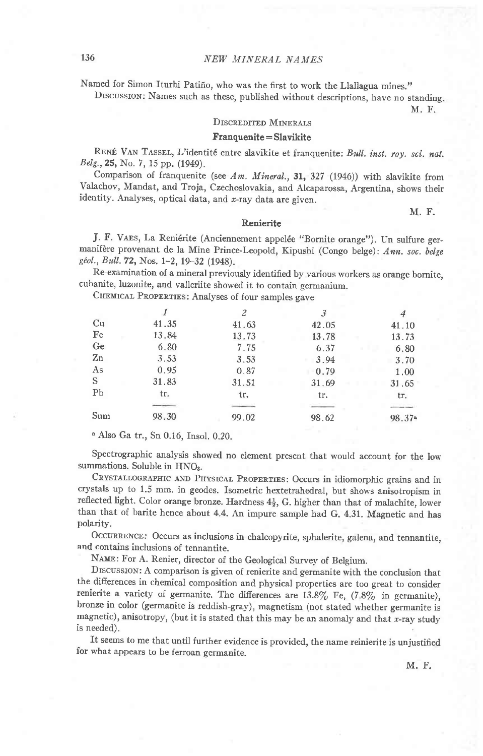Named for Simon Iturbi Patiño, who was the first to work the Llallagua mines."

DISCUSSION: Names such as these, published without descriptions, have no standing.

M. F.

### DISCREDITED MINERALS

### Franquenite = Slavikite

RENÉ VAN TASSEL, L'identité entre slavikite et franquenite: *Bull. inst. roy. sci. nat. Belg.*, **25**, No. 7, 15 pp. (1949).

Comparison of franquenite (see *Am. Mineral.*, **31**, 327 (1946)) with slavikite from Valachov, Mandat, and Troja, Czechoslovakia, and Alcaparossa, Argentina, shows their identity. Analyses, optical data, and $x$-ray data are given.

M. F.

### Renierite

J. F. VAES, La Reniérite (Anciennement appelée "Bornite orange"). Un sulfure germanifère provenant de la Mine Prince-Leopold, Kipushi (Congo belge): *Ann. soc. belge géol., Bull.* **72**, Nos. 1–2, 19–32 (1948).

Re-examination of a mineral previously identified by various workers as orange bornite, cubanite, luzonite, and valleriite showed it to contain germanium.

CHEMICAL PROPERTIES: Analyses of four samples gave

| | *1* | *2* | *3* | *4* |
|---|---|---|---|---|
| Cu | 41.35 | 41.63 | 42.05 | 41.10 |
| Fe | 13.84 | 13.73 | 13.78 | 13.73 |
| Ge | 6.80 | 7.75 | 6.37 | 6.80 |
| Zn | 3.53 | 3.53 | 3.94 | 3.70 |
| As | 0.95 | 0.87 | 0.79 | 1.00 |
| S | 31.83 | 31.51 | 31.69 | 31.65 |
| Pb | tr. | tr. | tr. | tr. |
| Sum | 98.30 | 99.02 | 98.62 | 98.37[a] |

[a] Also Ga tr., Sn 0.16, Insol. 0.20.

Spectrographic analysis showed no element present that would account for the low summations. Soluble in $HNO_3$.

CRYSTALLOGRAPHIC AND PHYSICAL PROPERTIES: Occurs in idiomorphic grains and in crystals up to 1.5 mm. in geodes. Isometric hextetrahedral, but shows anisotropism in reflected light. Color orange bronze. Hardness 4½, G. higher than that of malachite, lower than that of barite hence about 4.4. An impure sample had G. 4.31. Magnetic and has polarity.

OCCURRENCE: Occurs as inclusions in chalcopyrite, sphalerite, galena, and tennantite, and contains inclusions of tennantite.

NAME: For A. Renier, director of the Geological Survey of Belgium.

DISCUSSION: A comparison is given of renierite and germanite with the conclusion that the differences in chemical composition and physical properties are too great to consider renierite a variety of germanite. The differences are 13.8% Fe, (7.8% in germanite), bronze in color (germanite is reddish-gray), magnetism (not stated whether germanite is magnetic), anisotropy, (but it is stated that this may be an anomaly and that $x$-ray study is needed).

It seems to me that until further evidence is provided, the name reinierite is unjustified for what appears to be ferroan germanite.

M. F.